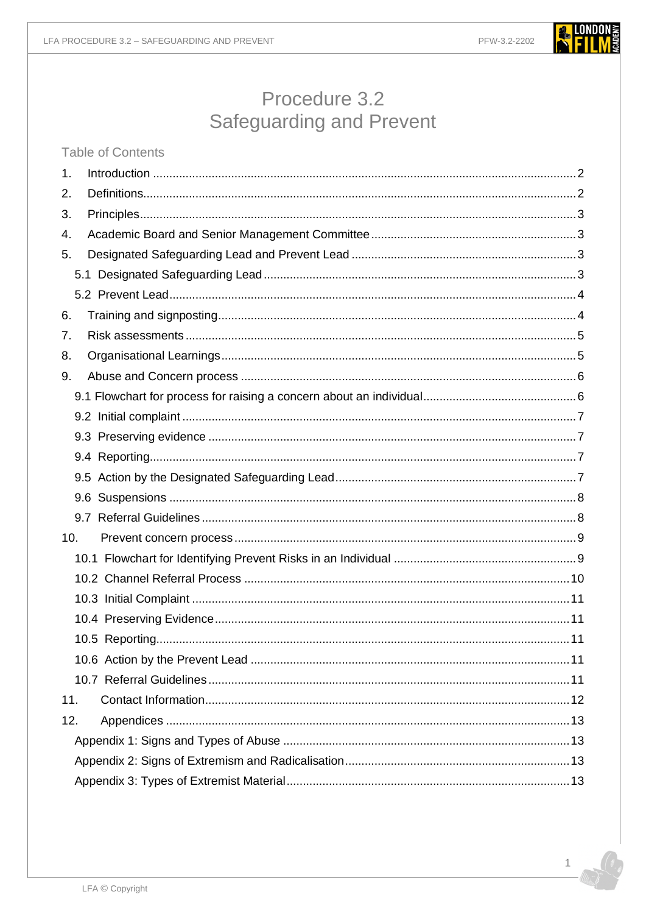# Procedure 3.2
# Safeguarding and Prevent

## Table of Contents

1. Introduction ..... 2
2. Definitions ..... 2
3. Principles ..... 3
4. Academic Board and Senior Management Committee ..... 3
5. Designated Safeguarding Lead and Prevent Lead ..... 3
   - 5.1 Designated Safeguarding Lead ..... 3
   - 5.2 Prevent Lead ..... 4
6. Training and signposting ..... 4
7. Risk assessments ..... 5
8. Organisational Learnings ..... 5
9. Abuse and Concern process ..... 6
   - 9.1 Flowchart for process for raising a concern about an individual ..... 6
   - 9.2 Initial complaint ..... 7
   - 9.3 Preserving evidence ..... 7
   - 9.4 Reporting ..... 7
   - 9.5 Action by the Designated Safeguarding Lead ..... 7
   - 9.6 Suspensions ..... 8
   - 9.7 Referral Guidelines ..... 8
10. Prevent concern process ..... 9
    - 10.1 Flowchart for Identifying Prevent Risks in an Individual ..... 9
    - 10.2 Channel Referral Process ..... 10
    - 10.3 Initial Complaint ..... 11
    - 10.4 Preserving Evidence ..... 11
    - 10.5 Reporting ..... 11
    - 10.6 Action by the Prevent Lead ..... 11
    - 10.7 Referral Guidelines ..... 11
11. Contact Information ..... 12
12. Appendices ..... 13
    - Appendix 1: Signs and Types of Abuse ..... 13
    - Appendix 2: Signs of Extremism and Radicalisation ..... 13
    - Appendix 3: Types of Extremist Material ..... 13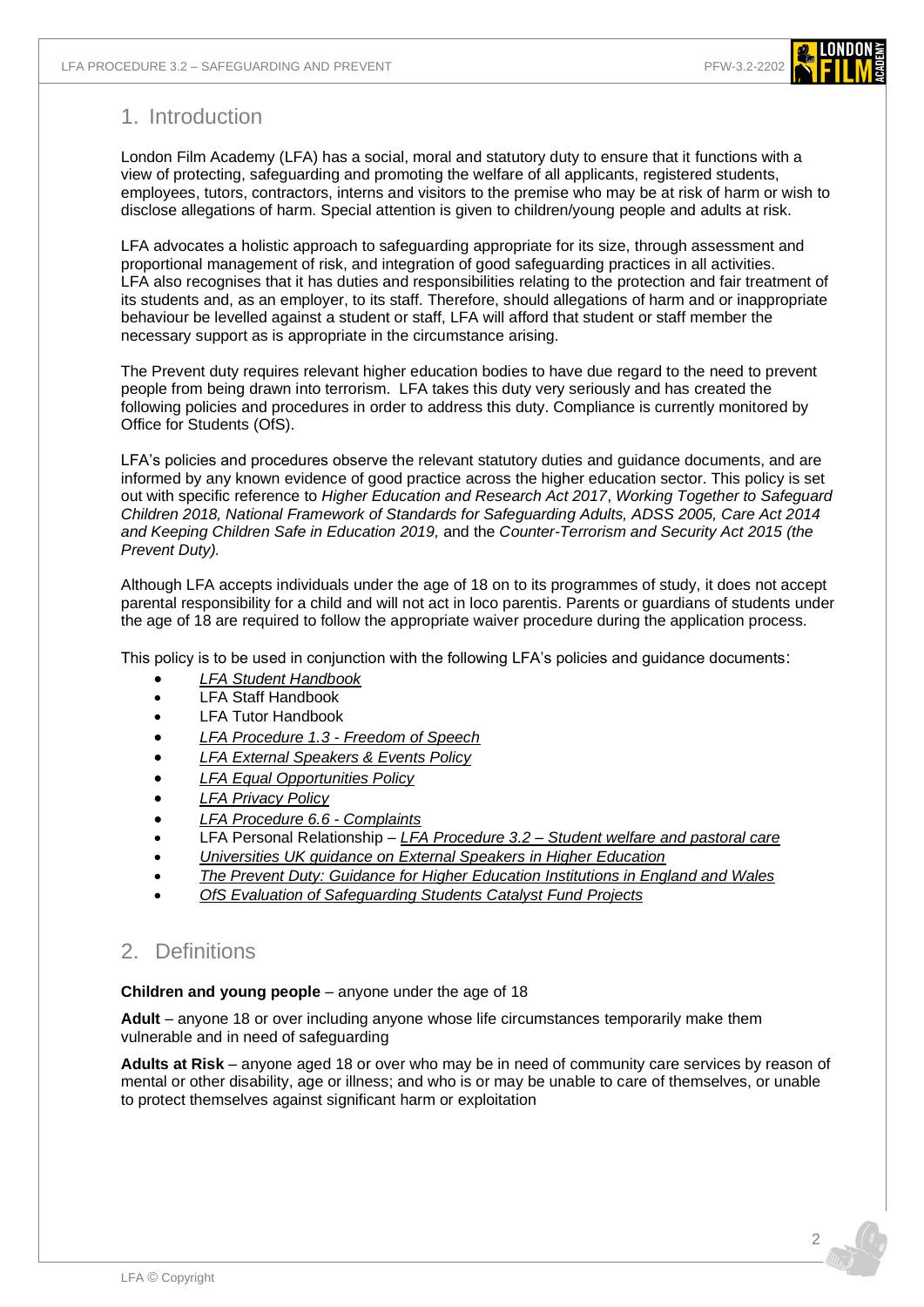## 1. Introduction

London Film Academy (LFA) has a social, moral and statutory duty to ensure that it functions with a view of protecting, safeguarding and promoting the welfare of all applicants, registered students, employees, tutors, contractors, interns and visitors to the premise who may be at risk of harm or wish to disclose allegations of harm. Special attention is given to children/young people and adults at risk.

LFA advocates a holistic approach to safeguarding appropriate for its size, through assessment and proportional management of risk, and integration of good safeguarding practices in all activities. LFA also recognises that it has duties and responsibilities relating to the protection and fair treatment of its students and, as an employer, to its staff. Therefore, should allegations of harm and or inappropriate behaviour be levelled against a student or staff, LFA will afford that student or staff member the necessary support as is appropriate in the circumstance arising.

The Prevent duty requires relevant higher education bodies to have due regard to the need to prevent people from being drawn into terrorism. LFA takes this duty very seriously and has created the following policies and procedures in order to address this duty. Compliance is currently monitored by Office for Students (OfS).

LFA's policies and procedures observe the relevant statutory duties and guidance documents, and are informed by any known evidence of good practice across the higher education sector. This policy is set out with specific reference to *Higher Education and Research Act 2017*, *Working Together to Safeguard Children 2018, National Framework of Standards for Safeguarding Adults, ADSS 2005, Care Act 2014 and Keeping Children Safe in Education 2019,* and the *Counter-Terrorism and Security Act 2015 (the Prevent Duty).*

Although LFA accepts individuals under the age of 18 on to its programmes of study, it does not accept parental responsibility for a child and will not act in loco parentis. Parents or guardians of students under the age of 18 are required to follow the appropriate waiver procedure during the application process.

This policy is to be used in conjunction with the following LFA's policies and guidance documents:

- *LFA Student Handbook*
- LFA Staff Handbook
- LFA Tutor Handbook
- *LFA Procedure 1.3 - Freedom of Speech*
- *LFA External Speakers & Events Policy*
- *LFA Equal Opportunities Policy*
- *LFA Privacy Policy*
- *LFA Procedure 6.6 - Complaints*
- LFA Personal Relationship – *LFA Procedure 3.2 – Student welfare and pastoral care*
- *Universities UK guidance on External Speakers in Higher Education*
- *The Prevent Duty: Guidance for Higher Education Institutions in England and Wales*
- *OfS Evaluation of Safeguarding Students Catalyst Fund Projects*

## 2. Definitions

**Children and young people** – anyone under the age of 18

**Adult** – anyone 18 or over including anyone whose life circumstances temporarily make them vulnerable and in need of safeguarding

**Adults at Risk** – anyone aged 18 or over who may be in need of community care services by reason of mental or other disability, age or illness; and who is or may be unable to care of themselves, or unable to protect themselves against significant harm or exploitation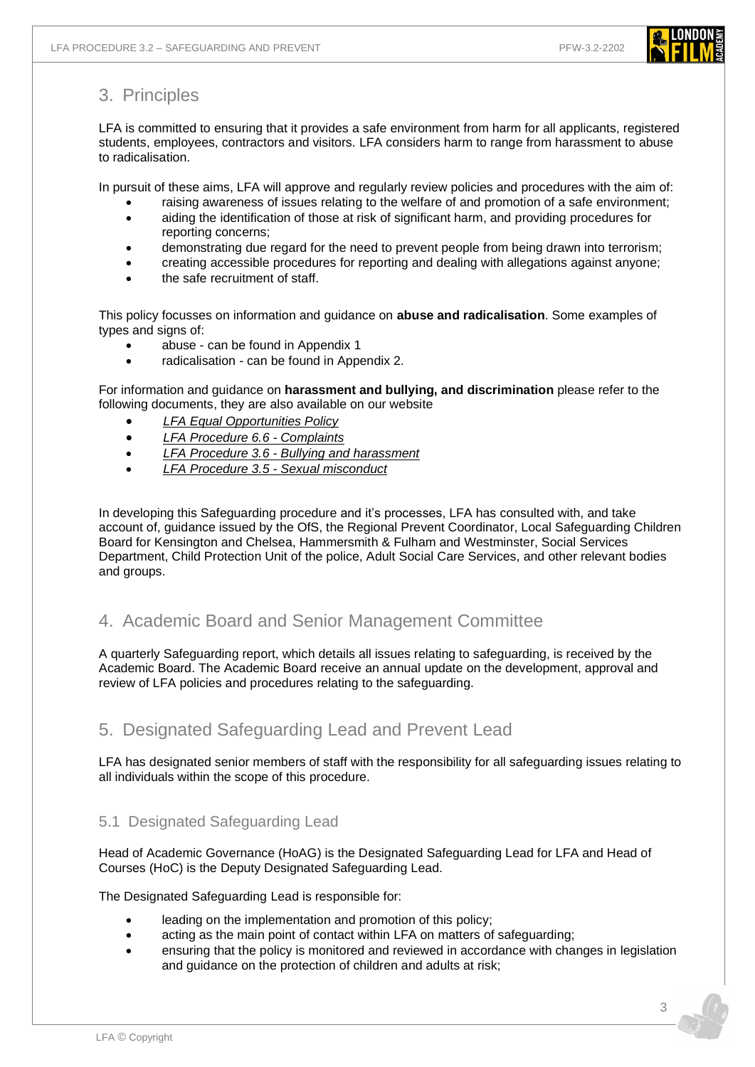## 3. Principles

LFA is committed to ensuring that it provides a safe environment from harm for all applicants, registered students, employees, contractors and visitors. LFA considers harm to range from harassment to abuse to radicalisation.

In pursuit of these aims, LFA will approve and regularly review policies and procedures with the aim of:

- raising awareness of issues relating to the welfare of and promotion of a safe environment;
- aiding the identification of those at risk of significant harm, and providing procedures for reporting concerns;
- demonstrating due regard for the need to prevent people from being drawn into terrorism;
- creating accessible procedures for reporting and dealing with allegations against anyone;
- the safe recruitment of staff.

This policy focusses on information and guidance on **abuse and radicalisation**. Some examples of types and signs of:

- abuse - can be found in Appendix 1
- radicalisation - can be found in Appendix 2.

For information and guidance on **harassment and bullying, and discrimination** please refer to the following documents, they are also available on our website

- *LFA Equal Opportunities Policy*
- *LFA Procedure 6.6 - Complaints*
- *LFA Procedure 3.6 - Bullying and harassment*
- *LFA Procedure 3.5 - Sexual misconduct*

In developing this Safeguarding procedure and it's processes, LFA has consulted with, and take account of, guidance issued by the OfS, the Regional Prevent Coordinator, Local Safeguarding Children Board for Kensington and Chelsea, Hammersmith & Fulham and Westminster, Social Services Department, Child Protection Unit of the police, Adult Social Care Services, and other relevant bodies and groups.

## 4. Academic Board and Senior Management Committee

A quarterly Safeguarding report, which details all issues relating to safeguarding, is received by the Academic Board. The Academic Board receive an annual update on the development, approval and review of LFA policies and procedures relating to the safeguarding.

## 5. Designated Safeguarding Lead and Prevent Lead

LFA has designated senior members of staff with the responsibility for all safeguarding issues relating to all individuals within the scope of this procedure.

### 5.1 Designated Safeguarding Lead

Head of Academic Governance (HoAG) is the Designated Safeguarding Lead for LFA and Head of Courses (HoC) is the Deputy Designated Safeguarding Lead.

The Designated Safeguarding Lead is responsible for:

- leading on the implementation and promotion of this policy;
- acting as the main point of contact within LFA on matters of safeguarding;
- ensuring that the policy is monitored and reviewed in accordance with changes in legislation and guidance on the protection of children and adults at risk;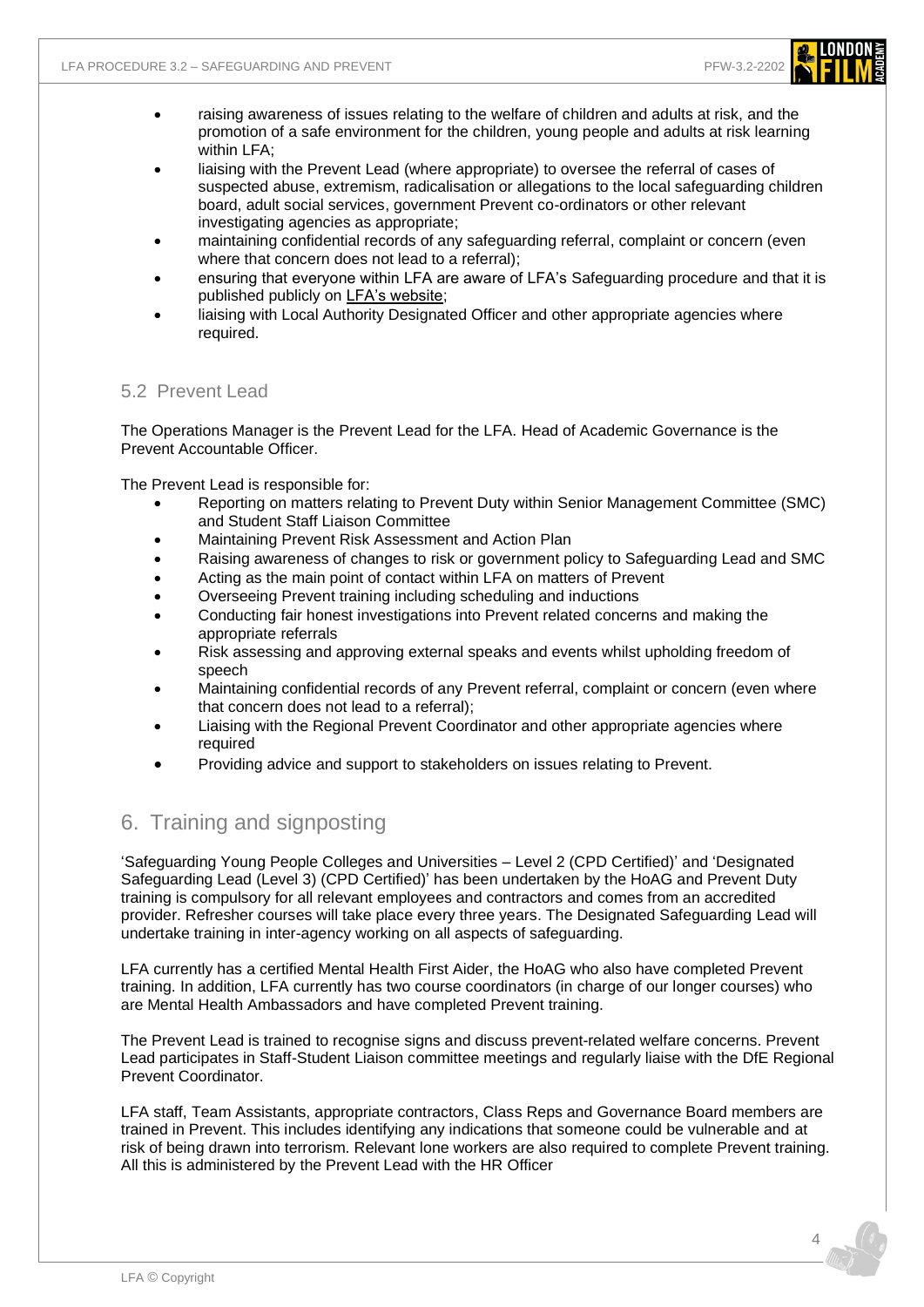- raising awareness of issues relating to the welfare of children and adults at risk, and the promotion of a safe environment for the children, young people and adults at risk learning within LFA;
- liaising with the Prevent Lead (where appropriate) to oversee the referral of cases of suspected abuse, extremism, radicalisation or allegations to the local safeguarding children board, adult social services, government Prevent co-ordinators or other relevant investigating agencies as appropriate;
- maintaining confidential records of any safeguarding referral, complaint or concern (even where that concern does not lead to a referral);
- ensuring that everyone within LFA are aware of LFA's Safeguarding procedure and that it is published publicly on LFA's website;
- liaising with Local Authority Designated Officer and other appropriate agencies where required.

### 5.2 Prevent Lead

The Operations Manager is the Prevent Lead for the LFA. Head of Academic Governance is the Prevent Accountable Officer.

The Prevent Lead is responsible for:

- Reporting on matters relating to Prevent Duty within Senior Management Committee (SMC) and Student Staff Liaison Committee
- Maintaining Prevent Risk Assessment and Action Plan
- Raising awareness of changes to risk or government policy to Safeguarding Lead and SMC
- Acting as the main point of contact within LFA on matters of Prevent
- Overseeing Prevent training including scheduling and inductions
- Conducting fair honest investigations into Prevent related concerns and making the appropriate referrals
- Risk assessing and approving external speaks and events whilst upholding freedom of speech
- Maintaining confidential records of any Prevent referral, complaint or concern (even where that concern does not lead to a referral);
- Liaising with the Regional Prevent Coordinator and other appropriate agencies where required
- Providing advice and support to stakeholders on issues relating to Prevent.

## 6. Training and signposting

'Safeguarding Young People Colleges and Universities – Level 2 (CPD Certified)' and 'Designated Safeguarding Lead (Level 3) (CPD Certified)' has been undertaken by the HoAG and Prevent Duty training is compulsory for all relevant employees and contractors and comes from an accredited provider. Refresher courses will take place every three years. The Designated Safeguarding Lead will undertake training in inter-agency working on all aspects of safeguarding.

LFA currently has a certified Mental Health First Aider, the HoAG who also have completed Prevent training. In addition, LFA currently has two course coordinators (in charge of our longer courses) who are Mental Health Ambassadors and have completed Prevent training.

The Prevent Lead is trained to recognise signs and discuss prevent-related welfare concerns. Prevent Lead participates in Staff-Student Liaison committee meetings and regularly liaise with the DfE Regional Prevent Coordinator.

LFA staff, Team Assistants, appropriate contractors, Class Reps and Governance Board members are trained in Prevent. This includes identifying any indications that someone could be vulnerable and at risk of being drawn into terrorism. Relevant lone workers are also required to complete Prevent training. All this is administered by the Prevent Lead with the HR Officer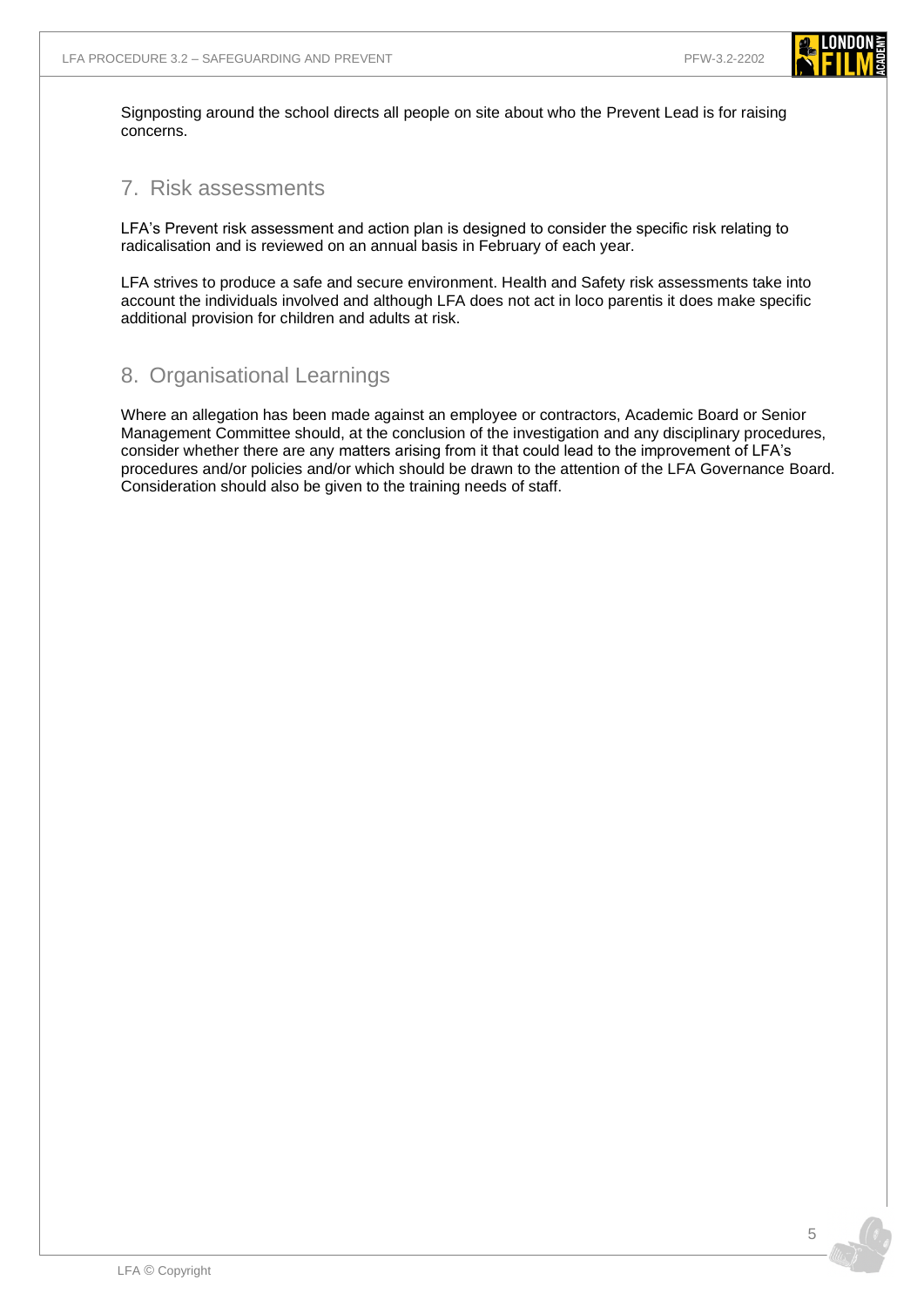Signposting around the school directs all people on site about who the Prevent Lead is for raising concerns.

## 7. Risk assessments

LFA's Prevent risk assessment and action plan is designed to consider the specific risk relating to radicalisation and is reviewed on an annual basis in February of each year.

LFA strives to produce a safe and secure environment. Health and Safety risk assessments take into account the individuals involved and although LFA does not act in loco parentis it does make specific additional provision for children and adults at risk.

## 8. Organisational Learnings

Where an allegation has been made against an employee or contractors, Academic Board or Senior Management Committee should, at the conclusion of the investigation and any disciplinary procedures, consider whether there are any matters arising from it that could lead to the improvement of LFA's procedures and/or policies and/or which should be drawn to the attention of the LFA Governance Board. Consideration should also be given to the training needs of staff.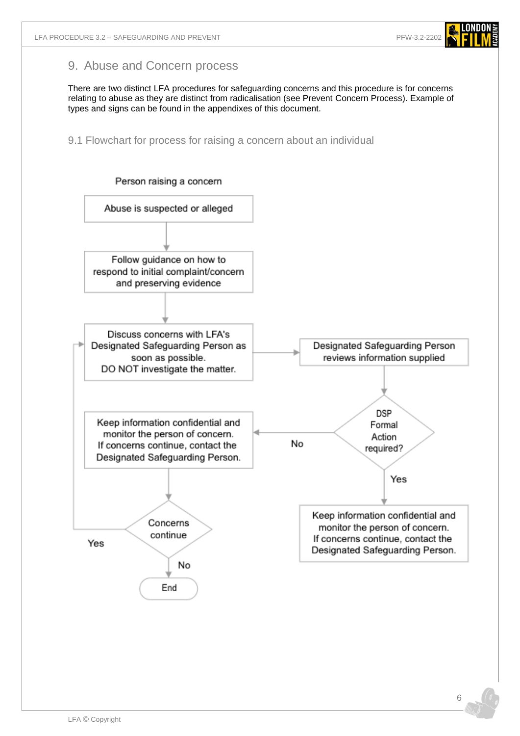## 9. Abuse and Concern process

There are two distinct LFA procedures for safeguarding concerns and this procedure is for concerns relating to abuse as they are distinct from radicalisation (see Prevent Concern Process). Example of types and signs can be found in the appendixes of this document.

### 9.1 Flowchart for process for raising a concern about an individual

Person raising a concern

Abuse is suspected or alleged

Follow guidance on how to respond to initial complaint/concern and preserving evidence

Discuss concerns with LFA's Designated Safeguarding Person as soon as possible.
DO NOT investigate the matter.

Designated Safeguarding Person reviews information supplied

DSP Formal Action required?

No

Keep information confidential and monitor the person of concern.
If concerns continue, contact the Designated Safeguarding Person.

Yes

Keep information confidential and monitor the person of concern.
If concerns continue, contact the Designated Safeguarding Person.

Concerns continue

Yes

No

End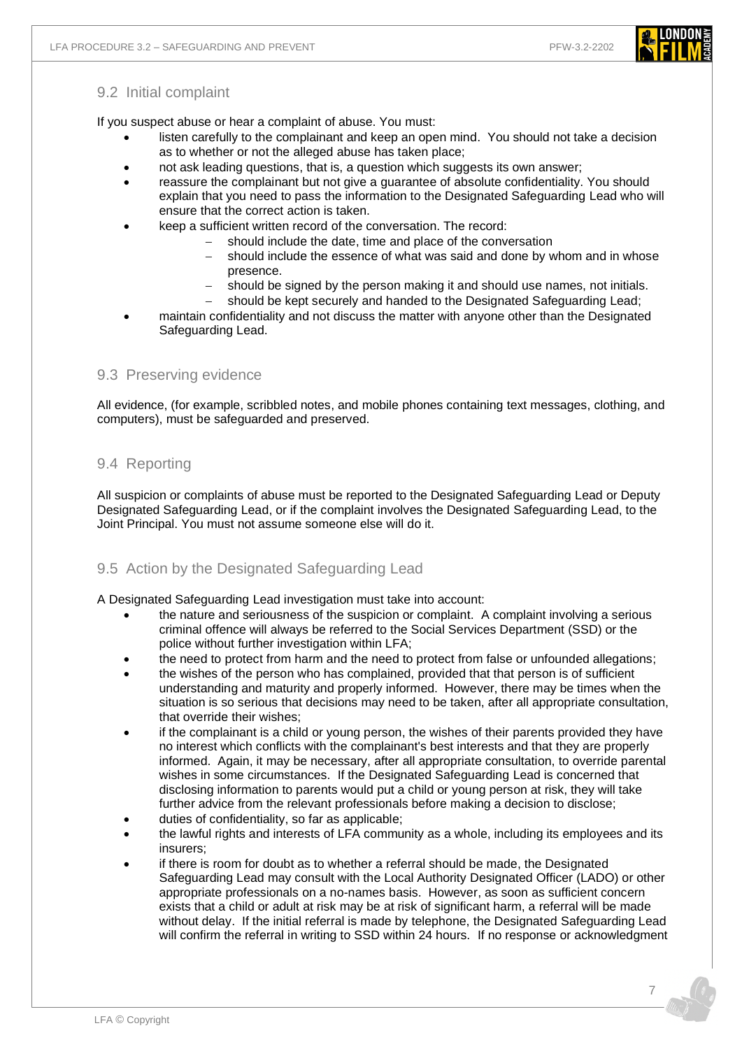## 9.2 Initial complaint

If you suspect abuse or hear a complaint of abuse. You must:

- listen carefully to the complainant and keep an open mind. You should not take a decision as to whether or not the alleged abuse has taken place;
- not ask leading questions, that is, a question which suggests its own answer;
- reassure the complainant but not give a guarantee of absolute confidentiality. You should explain that you need to pass the information to the Designated Safeguarding Lead who will ensure that the correct action is taken.
- keep a sufficient written record of the conversation. The record:
  - should include the date, time and place of the conversation
  - should include the essence of what was said and done by whom and in whose presence.
  - should be signed by the person making it and should use names, not initials.
  - should be kept securely and handed to the Designated Safeguarding Lead;
- maintain confidentiality and not discuss the matter with anyone other than the Designated Safeguarding Lead.

## 9.3 Preserving evidence

All evidence, (for example, scribbled notes, and mobile phones containing text messages, clothing, and computers), must be safeguarded and preserved.

## 9.4 Reporting

All suspicion or complaints of abuse must be reported to the Designated Safeguarding Lead or Deputy Designated Safeguarding Lead, or if the complaint involves the Designated Safeguarding Lead, to the Joint Principal. You must not assume someone else will do it.

## 9.5 Action by the Designated Safeguarding Lead

A Designated Safeguarding Lead investigation must take into account:

- the nature and seriousness of the suspicion or complaint. A complaint involving a serious criminal offence will always be referred to the Social Services Department (SSD) or the police without further investigation within LFA;
- the need to protect from harm and the need to protect from false or unfounded allegations;
- the wishes of the person who has complained, provided that that person is of sufficient understanding and maturity and properly informed. However, there may be times when the situation is so serious that decisions may need to be taken, after all appropriate consultation, that override their wishes;
- if the complainant is a child or young person, the wishes of their parents provided they have no interest which conflicts with the complainant's best interests and that they are properly informed. Again, it may be necessary, after all appropriate consultation, to override parental wishes in some circumstances. If the Designated Safeguarding Lead is concerned that disclosing information to parents would put a child or young person at risk, they will take further advice from the relevant professionals before making a decision to disclose;
- duties of confidentiality, so far as applicable;
- the lawful rights and interests of LFA community as a whole, including its employees and its insurers;
- if there is room for doubt as to whether a referral should be made, the Designated Safeguarding Lead may consult with the Local Authority Designated Officer (LADO) or other appropriate professionals on a no-names basis. However, as soon as sufficient concern exists that a child or adult at risk may be at risk of significant harm, a referral will be made without delay. If the initial referral is made by telephone, the Designated Safeguarding Lead will confirm the referral in writing to SSD within 24 hours. If no response or acknowledgment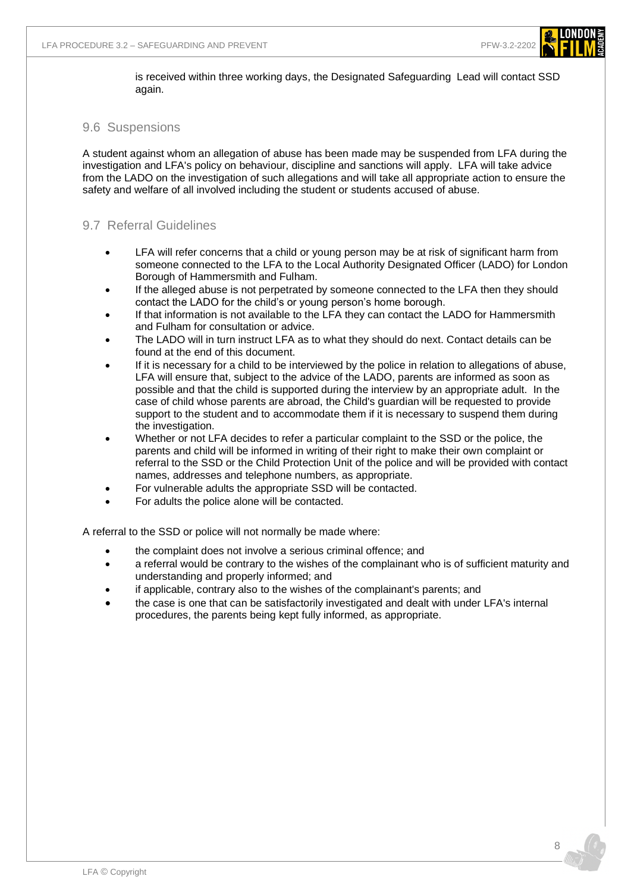is received within three working days, the Designated Safeguarding Lead will contact SSD again.

## 9.6 Suspensions

A student against whom an allegation of abuse has been made may be suspended from LFA during the investigation and LFA's policy on behaviour, discipline and sanctions will apply. LFA will take advice from the LADO on the investigation of such allegations and will take all appropriate action to ensure the safety and welfare of all involved including the student or students accused of abuse.

## 9.7 Referral Guidelines

- LFA will refer concerns that a child or young person may be at risk of significant harm from someone connected to the LFA to the Local Authority Designated Officer (LADO) for London Borough of Hammersmith and Fulham.
- If the alleged abuse is not perpetrated by someone connected to the LFA then they should contact the LADO for the child's or young person's home borough.
- If that information is not available to the LFA they can contact the LADO for Hammersmith and Fulham for consultation or advice.
- The LADO will in turn instruct LFA as to what they should do next. Contact details can be found at the end of this document.
- If it is necessary for a child to be interviewed by the police in relation to allegations of abuse, LFA will ensure that, subject to the advice of the LADO, parents are informed as soon as possible and that the child is supported during the interview by an appropriate adult. In the case of child whose parents are abroad, the Child's guardian will be requested to provide support to the student and to accommodate them if it is necessary to suspend them during the investigation.
- Whether or not LFA decides to refer a particular complaint to the SSD or the police, the parents and child will be informed in writing of their right to make their own complaint or referral to the SSD or the Child Protection Unit of the police and will be provided with contact names, addresses and telephone numbers, as appropriate.
- For vulnerable adults the appropriate SSD will be contacted.
- For adults the police alone will be contacted.

A referral to the SSD or police will not normally be made where:

- the complaint does not involve a serious criminal offence; and
- a referral would be contrary to the wishes of the complainant who is of sufficient maturity and understanding and properly informed; and
- if applicable, contrary also to the wishes of the complainant's parents; and
- the case is one that can be satisfactorily investigated and dealt with under LFA's internal procedures, the parents being kept fully informed, as appropriate.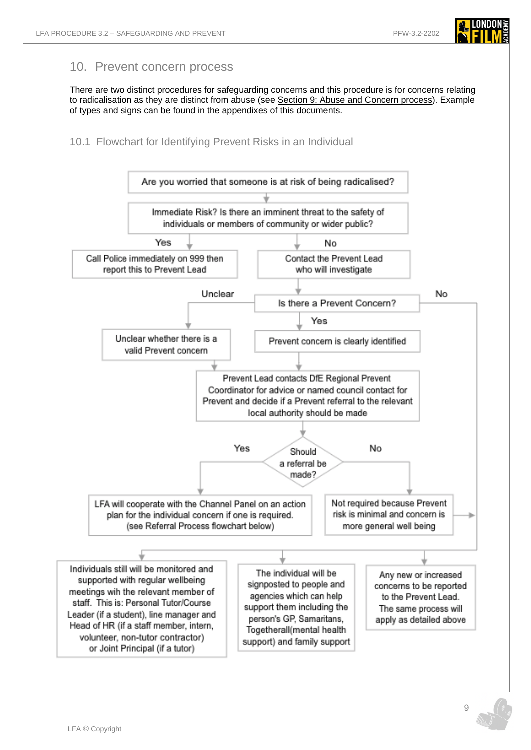## 10. Prevent concern process

There are two distinct procedures for safeguarding concerns and this procedure is for concerns relating to radicalisation as they are distinct from abuse (see Section 9: Abuse and Concern process). Example of types and signs can be found in the appendixes of this documents.

### 10.1 Flowchart for Identifying Prevent Risks in an Individual

Are you worried that someone is at risk of being radicalised?

Immediate Risk? Is there an imminent threat to the safety of individuals or members of community or wider public?

Yes

Call Police immediately on 999 then report this to Prevent Lead

No

Contact the Prevent Lead who will investigate

Is there a Prevent Concern?

Unclear

Unclear whether there is a valid Prevent concern

Yes

Prevent concern is clearly identified

No

Prevent Lead contacts DfE Regional Prevent Coordinator for advice or named council contact for Prevent and decide if a Prevent referral to the relevant local authority should be made

Should a referral be made?

Yes

LFA will cooperate with the Channel Panel on an action plan for the individual concern if one is required. (see Referral Process flowchart below)

No

Not required because Prevent risk is minimal and concern is more general well being

Individuals still will be monitored and supported with regular wellbeing meetings wih the relevant member of staff. This is: Personal Tutor/Course Leader (if a student), line manager and Head of HR (if a staff member, intern, volunteer, non-tutor contractor) or Joint Principal (if a tutor)

The individual will be signposted to people and agencies which can help support them including the person's GP, Samaritans, Togetherall(mental health support) and family support

Any new or increased concerns to be reported to the Prevent Lead. The same process will apply as detailed above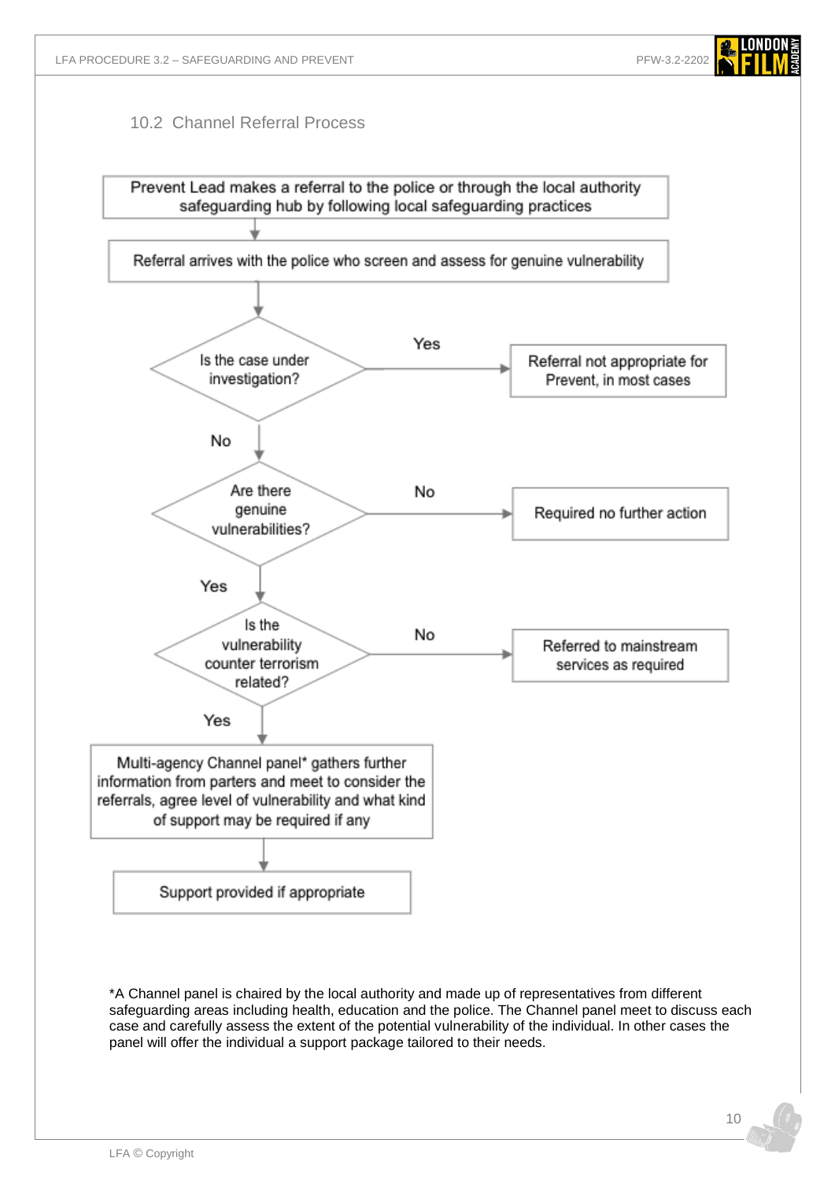## 10.2 Channel Referral Process

Prevent Lead makes a referral to the police or through the local authority safeguarding hub by following local safeguarding practices

Referral arrives with the police who screen and assess for genuine vulnerability

Is the case under investigation?

Yes

Referral not appropriate for Prevent, in most cases

No

Are there genuine vulnerabilities?

No

Required no further action

Yes

Is the vulnerability counter terrorism related?

No

Referred to mainstream services as required

Yes

Multi-agency Channel panel* gathers further information from parters and meet to consider the referrals, agree level of vulnerability and what kind of support may be required if any

Support provided if appropriate

*A Channel panel is chaired by the local authority and made up of representatives from different safeguarding areas including health, education and the police. The Channel panel meet to discuss each case and carefully assess the extent of the potential vulnerability of the individual. In other cases the panel will offer the individual a support package tailored to their needs.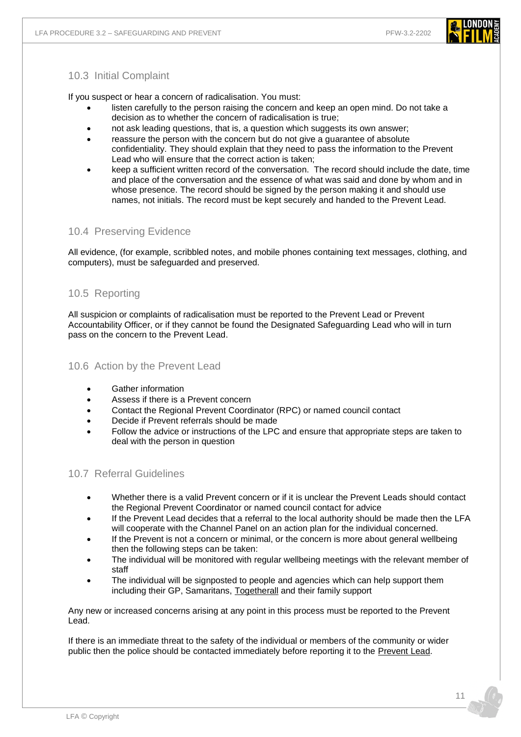## 10.3 Initial Complaint

If you suspect or hear a concern of radicalisation. You must:

- listen carefully to the person raising the concern and keep an open mind. Do not take a decision as to whether the concern of radicalisation is true;
- not ask leading questions, that is, a question which suggests its own answer;
- reassure the person with the concern but do not give a guarantee of absolute confidentiality. They should explain that they need to pass the information to the Prevent Lead who will ensure that the correct action is taken;
- keep a sufficient written record of the conversation. The record should include the date, time and place of the conversation and the essence of what was said and done by whom and in whose presence. The record should be signed by the person making it and should use names, not initials. The record must be kept securely and handed to the Prevent Lead.

## 10.4 Preserving Evidence

All evidence, (for example, scribbled notes, and mobile phones containing text messages, clothing, and computers), must be safeguarded and preserved.

## 10.5 Reporting

All suspicion or complaints of radicalisation must be reported to the Prevent Lead or Prevent Accountability Officer, or if they cannot be found the Designated Safeguarding Lead who will in turn pass on the concern to the Prevent Lead.

## 10.6 Action by the Prevent Lead

- Gather information
- Assess if there is a Prevent concern
- Contact the Regional Prevent Coordinator (RPC) or named council contact
- Decide if Prevent referrals should be made
- Follow the advice or instructions of the LPC and ensure that appropriate steps are taken to deal with the person in question

## 10.7 Referral Guidelines

- Whether there is a valid Prevent concern or if it is unclear the Prevent Leads should contact the Regional Prevent Coordinator or named council contact for advice
- If the Prevent Lead decides that a referral to the local authority should be made then the LFA will cooperate with the Channel Panel on an action plan for the individual concerned.
- If the Prevent is not a concern or minimal, or the concern is more about general wellbeing then the following steps can be taken:
- The individual will be monitored with regular wellbeing meetings with the relevant member of staff
- The individual will be signposted to people and agencies which can help support them including their GP, Samaritans, Togetherall and their family support

Any new or increased concerns arising at any point in this process must be reported to the Prevent Lead.

If there is an immediate threat to the safety of the individual or members of the community or wider public then the police should be contacted immediately before reporting it to the Prevent Lead.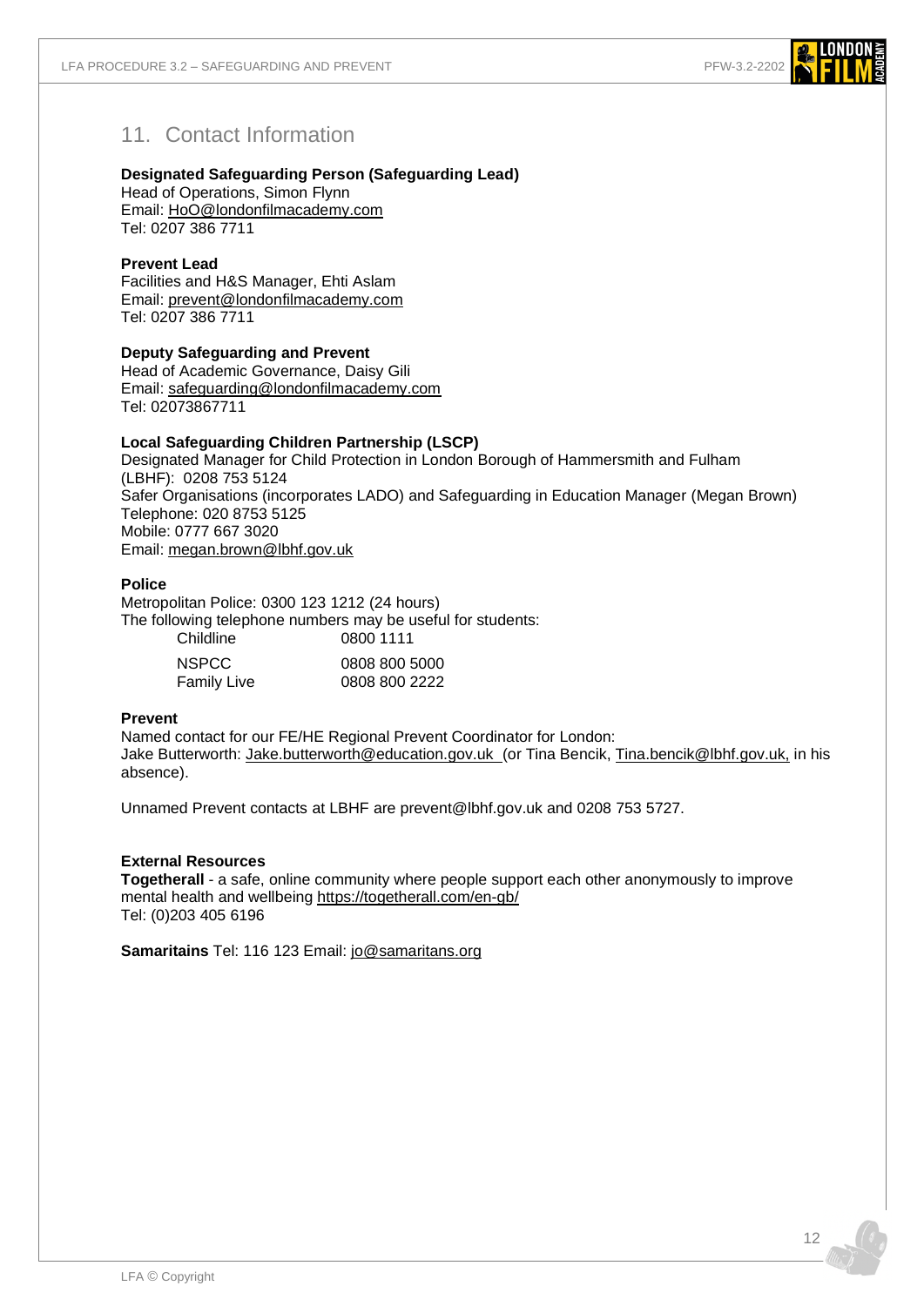## 11. Contact Information

**Designated Safeguarding Person (Safeguarding Lead)**
Head of Operations, Simon Flynn
Email: HoO@londonfilmacademy.com
Tel: 0207 386 7711

**Prevent Lead**
Facilities and H&S Manager, Ehti Aslam
Email: prevent@londonfilmacademy.com
Tel: 0207 386 7711

**Deputy Safeguarding and Prevent**
Head of Academic Governance, Daisy Gili
Email: safeguarding@londonfilmacademy.com
Tel: 02073867711

**Local Safeguarding Children Partnership (LSCP)**
Designated Manager for Child Protection in London Borough of Hammersmith and Fulham (LBHF): 0208 753 5124
Safer Organisations (incorporates LADO) and Safeguarding in Education Manager (Megan Brown)
Telephone: 020 8753 5125
Mobile: 0777 667 3020
Email: megan.brown@lbhf.gov.uk

**Police**
Metropolitan Police: 0300 123 1212 (24 hours)
The following telephone numbers may be useful for students:

| | |
|---|---|
| Childline | 0800 1111 |
| NSPCC | 0808 800 5000 |
| Family Live | 0808 800 2222 |

**Prevent**
Named contact for our FE/HE Regional Prevent Coordinator for London:
Jake Butterworth: Jake.butterworth@education.gov.uk (or Tina Bencik, Tina.bencik@lbhf.gov.uk, in his absence).

Unnamed Prevent contacts at LBHF are prevent@lbhf.gov.uk and 0208 753 5727.

**External Resources**
**Togetherall** - a safe, online community where people support each other anonymously to improve mental health and wellbeing https://togetherall.com/en-gb/
Tel: (0)203 405 6196

**Samaritains** Tel: 116 123 Email: jo@samaritans.org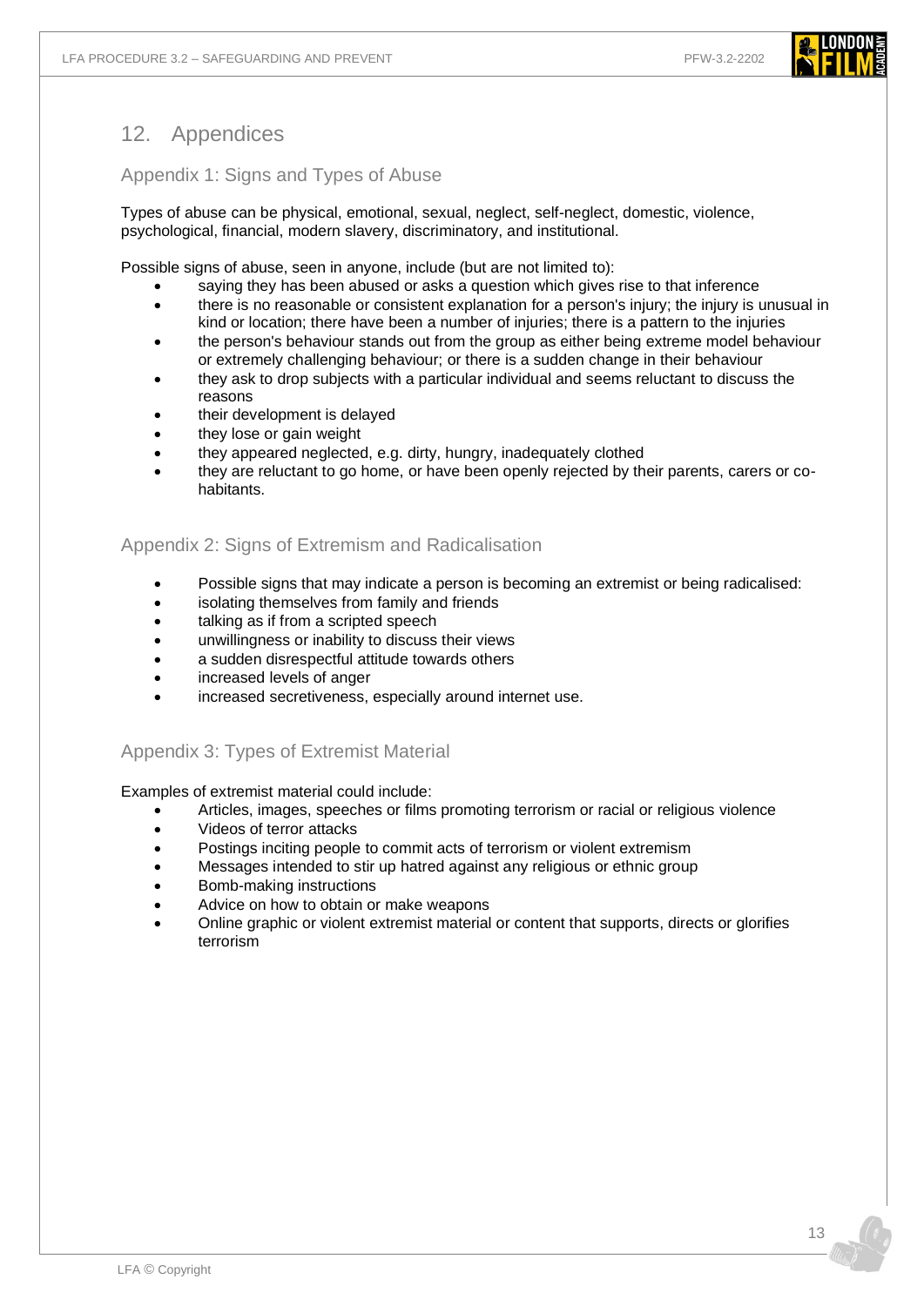## 12. Appendices

### Appendix 1: Signs and Types of Abuse

Types of abuse can be physical, emotional, sexual, neglect, self-neglect, domestic, violence, psychological, financial, modern slavery, discriminatory, and institutional.

Possible signs of abuse, seen in anyone, include (but are not limited to):

- saying they has been abused or asks a question which gives rise to that inference
- there is no reasonable or consistent explanation for a person's injury; the injury is unusual in kind or location; there have been a number of injuries; there is a pattern to the injuries
- the person's behaviour stands out from the group as either being extreme model behaviour or extremely challenging behaviour; or there is a sudden change in their behaviour
- they ask to drop subjects with a particular individual and seems reluctant to discuss the reasons
- their development is delayed
- they lose or gain weight
- they appeared neglected, e.g. dirty, hungry, inadequately clothed
- they are reluctant to go home, or have been openly rejected by their parents, carers or co-habitants.

### Appendix 2: Signs of Extremism and Radicalisation

- Possible signs that may indicate a person is becoming an extremist or being radicalised:
- isolating themselves from family and friends
- talking as if from a scripted speech
- unwillingness or inability to discuss their views
- a sudden disrespectful attitude towards others
- increased levels of anger
- increased secretiveness, especially around internet use.

### Appendix 3: Types of Extremist Material

Examples of extremist material could include:

- Articles, images, speeches or films promoting terrorism or racial or religious violence
- Videos of terror attacks
- Postings inciting people to commit acts of terrorism or violent extremism
- Messages intended to stir up hatred against any religious or ethnic group
- Bomb-making instructions
- Advice on how to obtain or make weapons
- Online graphic or violent extremist material or content that supports, directs or glorifies terrorism